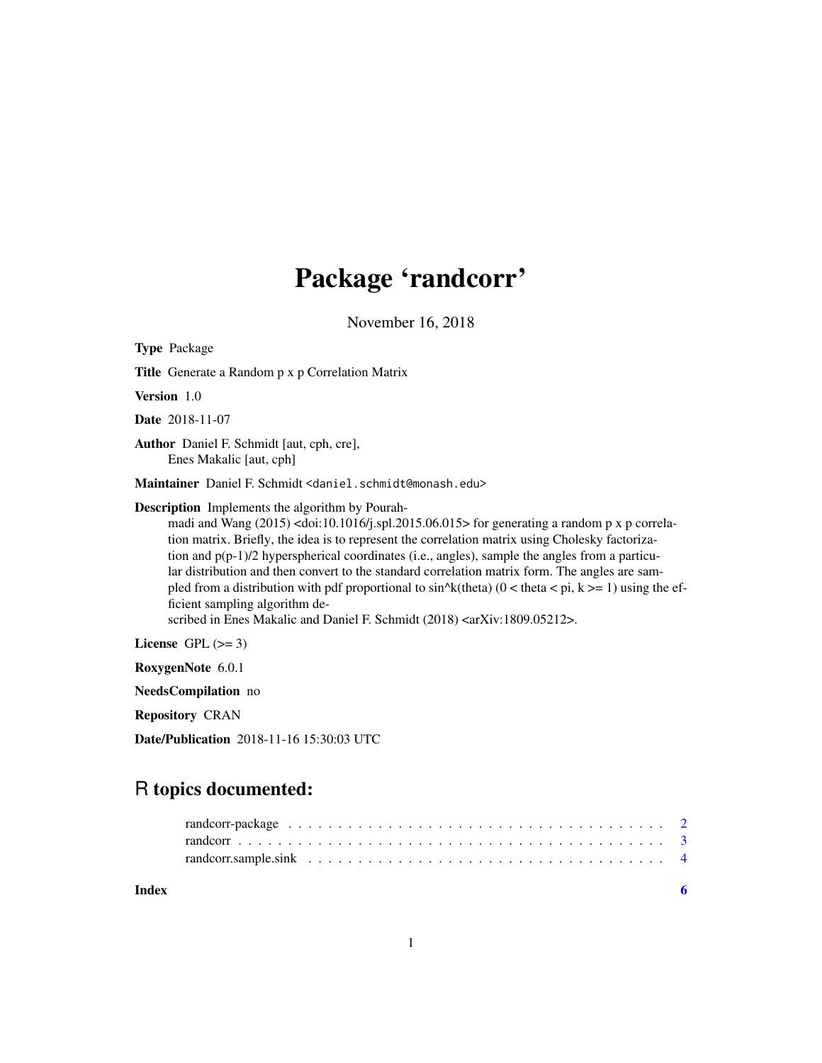# Package 'randcorr'

November 16, 2018

**Type** Package

**Title** Generate a Random p x p Correlation Matrix

**Version** 1.0

**Date** 2018-11-07

**Author** Daniel F. Schmidt [aut, cph, cre], Enes Makalic [aut, cph]

**Maintainer** Daniel F. Schmidt <daniel.schmidt@monash.edu>

**Description** Implements the algorithm by Pourahmadi and Wang (2015) <doi:10.1016/j.spl.2015.06.015> for generating a random p x p correlation matrix. Briefly, the idea is to represent the correlation matrix using Cholesky factorization and p(p-1)/2 hyperspherical coordinates (i.e., angles), sample the angles from a particular distribution and then convert to the standard correlation matrix form. The angles are sampled from a distribution with pdf proportional to sin^k(theta) (0 < theta < pi, k >= 1) using the efficient sampling algorithm described in Enes Makalic and Daniel F. Schmidt (2018) <arXiv:1809.05212>.

**License** GPL (>= 3)

**RoxygenNote** 6.0.1

**NeedsCompilation** no

**Repository** CRAN

**Date/Publication** 2018-11-16 15:30:03 UTC

## R topics documented:

- randcorr-package . . . . . . . . . . . . . . . . . . . . . . . . . . . . . . . . . . . . . . 2
- randcorr . . . . . . . . . . . . . . . . . . . . . . . . . . . . . . . . . . . . . . . . . . . 3
- randcorr.sample.sink . . . . . . . . . . . . . . . . . . . . . . . . . . . . . . . . . . . . 4

**Index** 6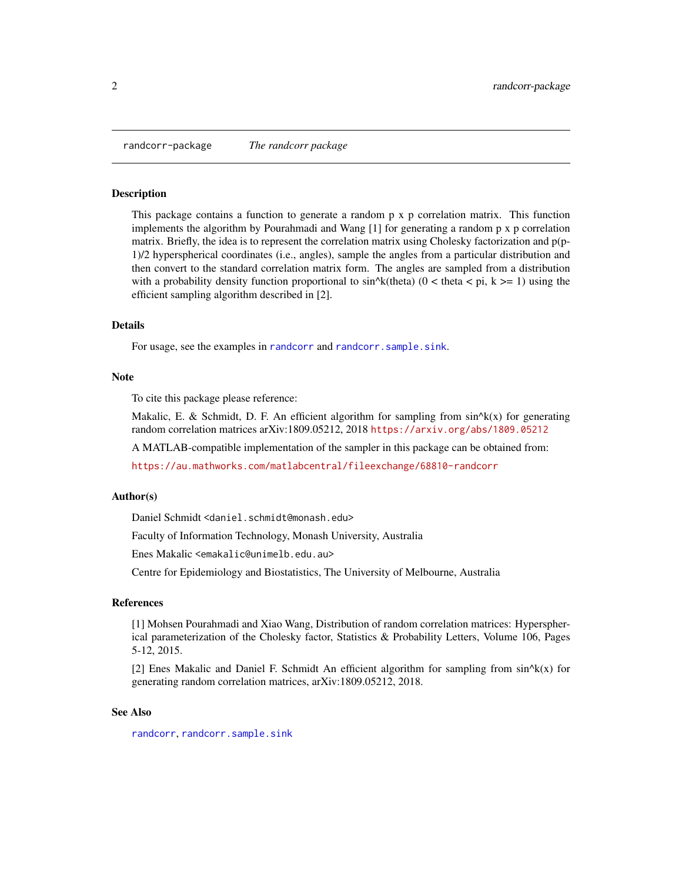## randcorr-package *The randcorr package*

### Description

This package contains a function to generate a random p x p correlation matrix. This function implements the algorithm by Pourahmadi and Wang [1] for generating a random p x p correlation matrix. Briefly, the idea is to represent the correlation matrix using Cholesky factorization and p(p-1)/2 hyperspherical coordinates (i.e., angles), sample the angles from a particular distribution and then convert to the standard correlation matrix form. The angles are sampled from a distribution with a probability density function proportional to sin^k(theta) (0 < theta < pi, k >= 1) using the efficient sampling algorithm described in [2].

### Details

For usage, see the examples in `randcorr` and `randcorr.sample.sink`.

### Note

To cite this package please reference:

Makalic, E. & Schmidt, D. F. An efficient algorithm for sampling from sin^k(x) for generating random correlation matrices arXiv:1809.05212, 2018 https://arxiv.org/abs/1809.05212

A MATLAB-compatible implementation of the sampler in this package can be obtained from:

https://au.mathworks.com/matlabcentral/fileexchange/68810-randcorr

### Author(s)

Daniel Schmidt <daniel.schmidt@monash.edu>

Faculty of Information Technology, Monash University, Australia

Enes Makalic <emakalic@unimelb.edu.au>

Centre for Epidemiology and Biostatistics, The University of Melbourne, Australia

### References

[1] Mohsen Pourahmadi and Xiao Wang, Distribution of random correlation matrices: Hyperspherical parameterization of the Cholesky factor, Statistics & Probability Letters, Volume 106, Pages 5-12, 2015.

[2] Enes Makalic and Daniel F. Schmidt An efficient algorithm for sampling from sin^k(x) for generating random correlation matrices, arXiv:1809.05212, 2018.

### See Also

`randcorr`, `randcorr.sample.sink`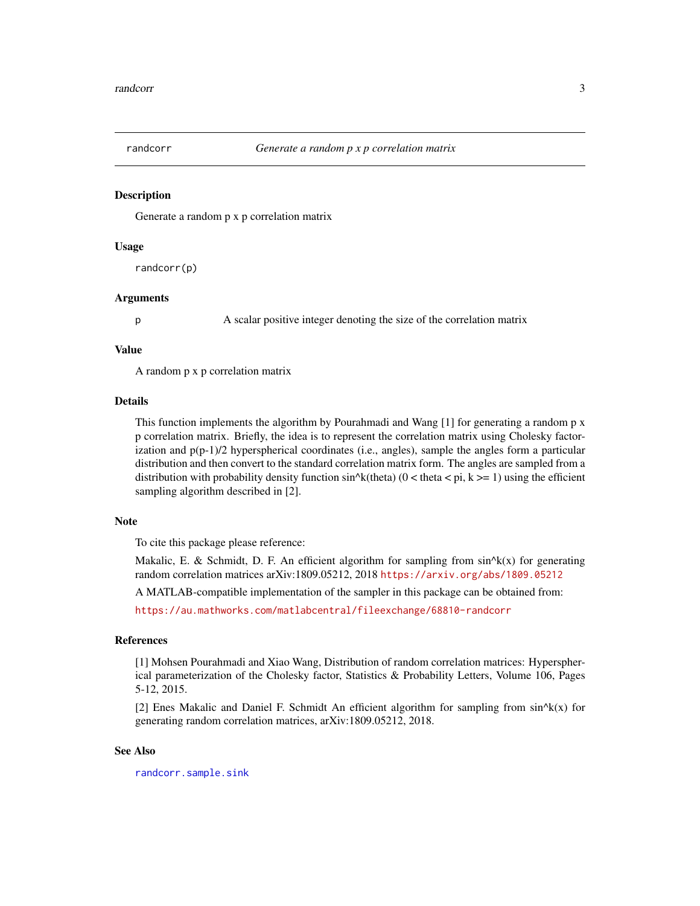## randcorr — *Generate a random p x p correlation matrix*

### Description

Generate a random p x p correlation matrix

### Usage

```
randcorr(p)
```

### Arguments

| | |
|---|---|
| p | A scalar positive integer denoting the size of the correlation matrix |

### Value

A random p x p correlation matrix

### Details

This function implements the algorithm by Pourahmadi and Wang [1] for generating a random p x p correlation matrix. Briefly, the idea is to represent the correlation matrix using Cholesky factorization and p(p-1)/2 hyperspherical coordinates (i.e., angles), sample the angles form a particular distribution and then convert to the standard correlation matrix form. The angles are sampled from a distribution with probability density function sin^k(theta) (0 < theta < pi, k >= 1) using the efficient sampling algorithm described in [2].

### Note

To cite this package please reference:

Makalic, E. & Schmidt, D. F. An efficient algorithm for sampling from sin^k(x) for generating random correlation matrices arXiv:1809.05212, 2018 https://arxiv.org/abs/1809.05212

A MATLAB-compatible implementation of the sampler in this package can be obtained from:

https://au.mathworks.com/matlabcentral/fileexchange/68810-randcorr

### References

[1] Mohsen Pourahmadi and Xiao Wang, Distribution of random correlation matrices: Hyperspherical parameterization of the Cholesky factor, Statistics & Probability Letters, Volume 106, Pages 5-12, 2015.

[2] Enes Makalic and Daniel F. Schmidt An efficient algorithm for sampling from sin^k(x) for generating random correlation matrices, arXiv:1809.05212, 2018.

### See Also

randcorr.sample.sink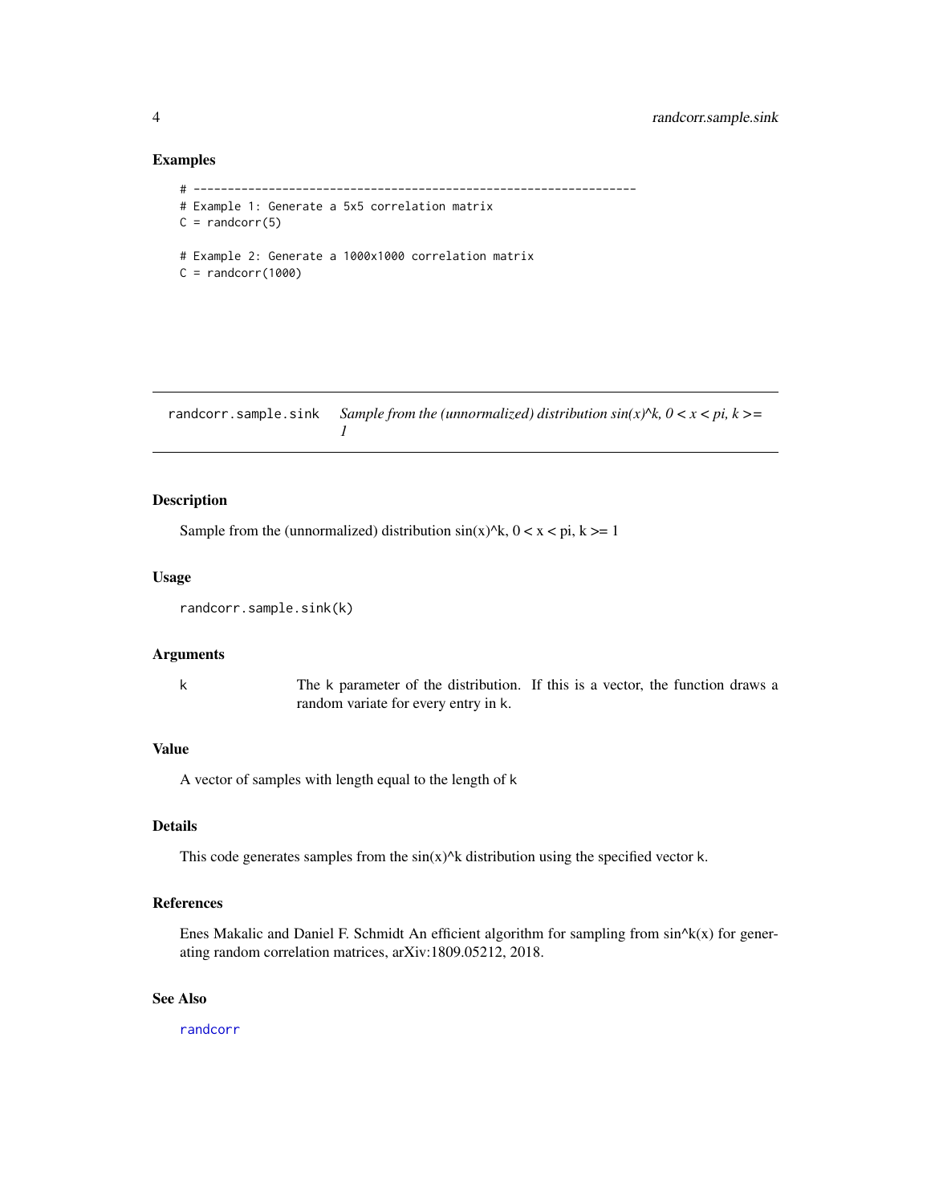## Examples

```
# -----------------------------------------------------------------
# Example 1: Generate a 5x5 correlation matrix
C = randcorr(5)

# Example 2: Generate a 1000x1000 correlation matrix
C = randcorr(1000)
```

---

# randcorr.sample.sink *Sample from the (unnormalized) distribution sin(x)^k, 0 < x < pi, k >= 1*

---

## Description

Sample from the (unnormalized) distribution sin(x)^k, 0 < x < pi, k >= 1

## Usage

```
randcorr.sample.sink(k)
```

## Arguments

| | |
|---|---|
| k | The k parameter of the distribution. If this is a vector, the function draws a random variate for every entry in k. |

## Value

A vector of samples with length equal to the length of k

## Details

This code generates samples from the sin(x)^k distribution using the specified vector k.

## References

Enes Makalic and Daniel F. Schmidt An efficient algorithm for sampling from sin^k(x) for generating random correlation matrices, arXiv:1809.05212, 2018.

## See Also

randcorr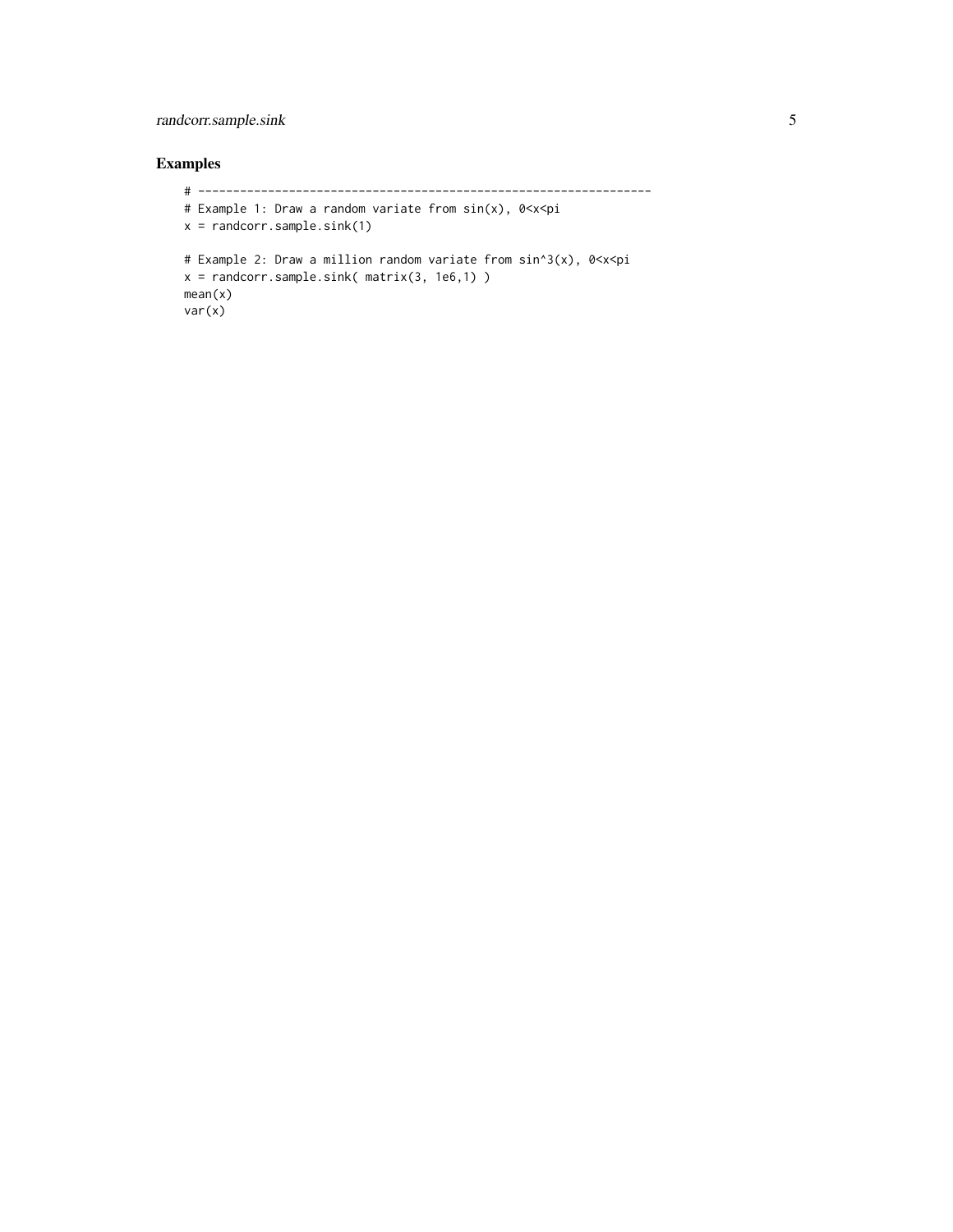### Examples

```
# -----------------------------------------------------------------
# Example 1: Draw a random variate from sin(x), 0<x<pi
x = randcorr.sample.sink(1)

# Example 2: Draw a million random variate from sin^3(x), 0<x<pi
x = randcorr.sample.sink( matrix(3, 1e6,1) )
mean(x)
var(x)
```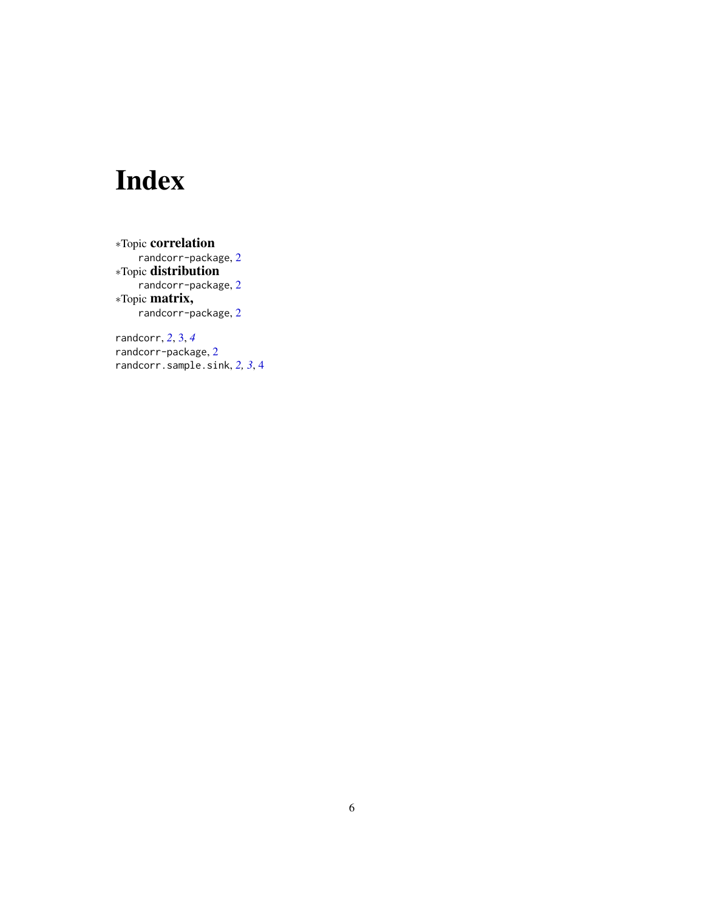# Index

∗Topic **correlation**
    randcorr-package, 2
∗Topic **distribution**
    randcorr-package, 2
∗Topic **matrix,**
    randcorr-package, 2

randcorr, *2*, 3, *4*
randcorr-package, 2
randcorr.sample.sink, *2, 3*, 4